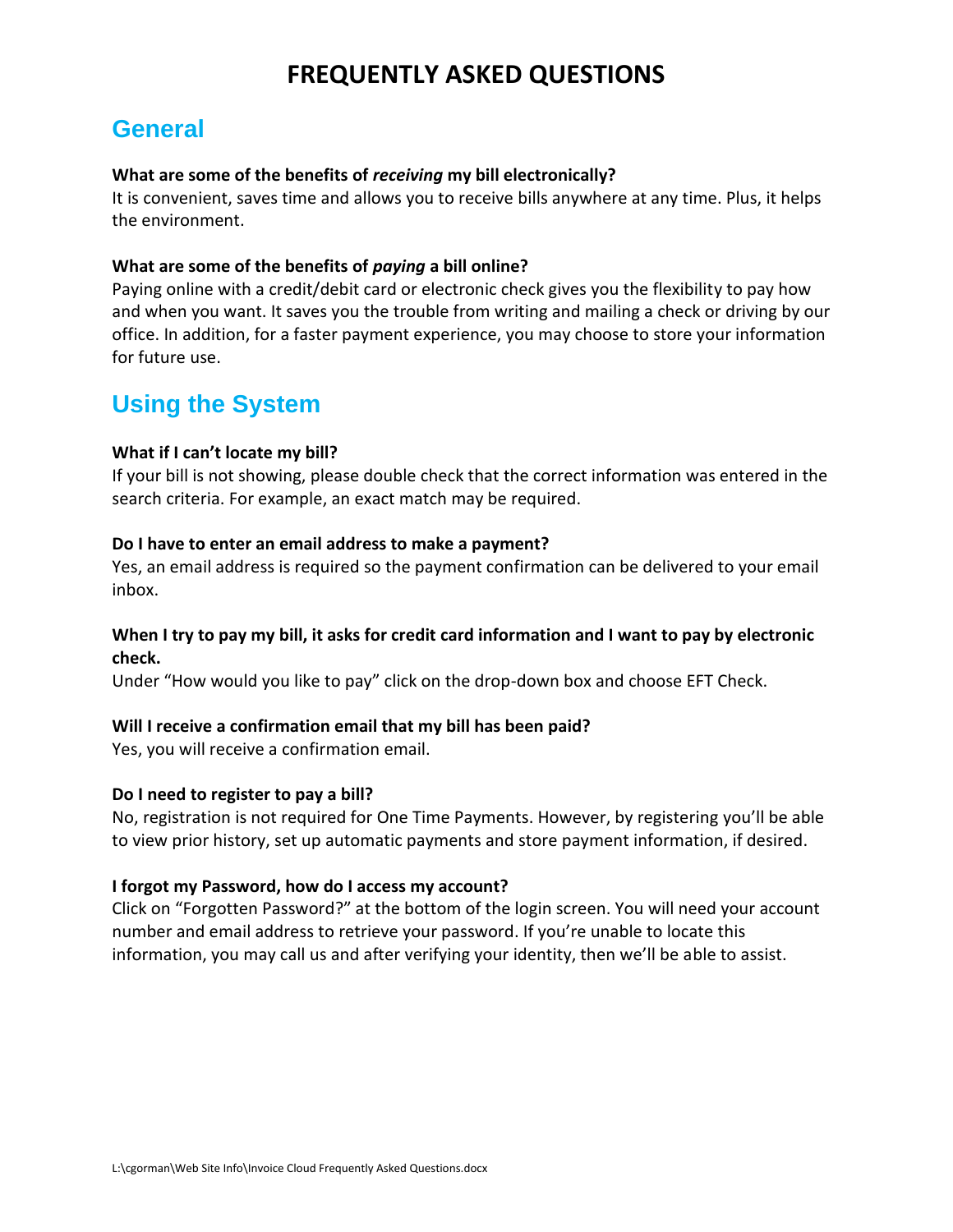# FREQUENTLY ASKED QUESTIONS

## General

**What are some of the benefits of *receiving* my bill electronically?**
It is convenient, saves time and allows you to receive bills anywhere at any time. Plus, it helps the environment.

**What are some of the benefits of *paying* a bill online?**
Paying online with a credit/debit card or electronic check gives you the flexibility to pay how and when you want. It saves you the trouble from writing and mailing a check or driving by our office. In addition, for a faster payment experience, you may choose to store your information for future use.

## Using the System

**What if I can't locate my bill?**
If your bill is not showing, please double check that the correct information was entered in the search criteria. For example, an exact match may be required.

**Do I have to enter an email address to make a payment?**
Yes, an email address is required so the payment confirmation can be delivered to your email inbox.

**When I try to pay my bill, it asks for credit card information and I want to pay by electronic check.**
Under "How would you like to pay" click on the drop-down box and choose EFT Check.

**Will I receive a confirmation email that my bill has been paid?**
Yes, you will receive a confirmation email.

**Do I need to register to pay a bill?**
No, registration is not required for One Time Payments. However, by registering you'll be able to view prior history, set up automatic payments and store payment information, if desired.

**I forgot my Password, how do I access my account?**
Click on "Forgotten Password?" at the bottom of the login screen. You will need your account number and email address to retrieve your password. If you're unable to locate this information, you may call us and after verifying your identity, then we'll be able to assist.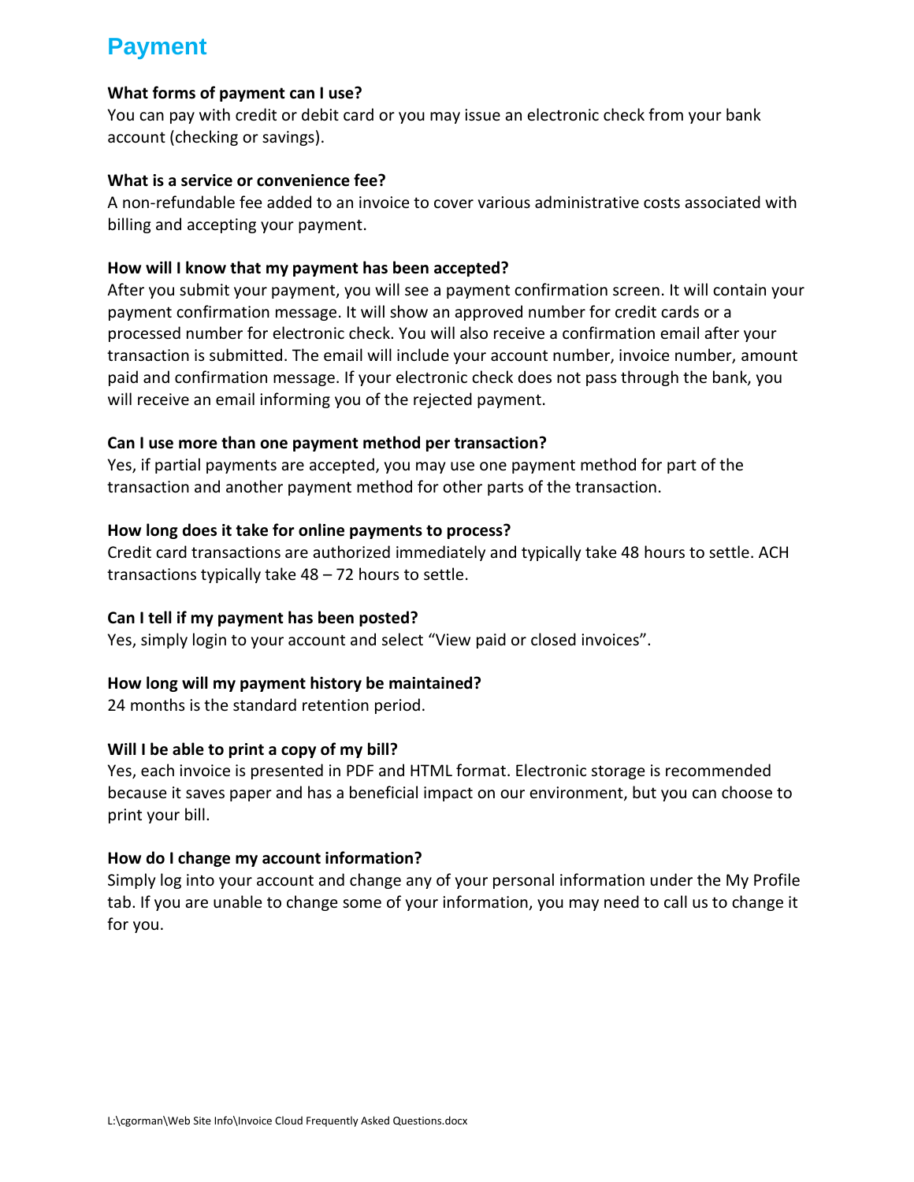# Payment

**What forms of payment can I use?**
You can pay with credit or debit card or you may issue an electronic check from your bank account (checking or savings).

**What is a service or convenience fee?**
A non-refundable fee added to an invoice to cover various administrative costs associated with billing and accepting your payment.

**How will I know that my payment has been accepted?**
After you submit your payment, you will see a payment confirmation screen. It will contain your payment confirmation message. It will show an approved number for credit cards or a processed number for electronic check. You will also receive a confirmation email after your transaction is submitted. The email will include your account number, invoice number, amount paid and confirmation message. If your electronic check does not pass through the bank, you will receive an email informing you of the rejected payment.

**Can I use more than one payment method per transaction?**
Yes, if partial payments are accepted, you may use one payment method for part of the transaction and another payment method for other parts of the transaction.

**How long does it take for online payments to process?**
Credit card transactions are authorized immediately and typically take 48 hours to settle. ACH transactions typically take 48 – 72 hours to settle.

**Can I tell if my payment has been posted?**
Yes, simply login to your account and select "View paid or closed invoices".

**How long will my payment history be maintained?**
24 months is the standard retention period.

**Will I be able to print a copy of my bill?**
Yes, each invoice is presented in PDF and HTML format. Electronic storage is recommended because it saves paper and has a beneficial impact on our environment, but you can choose to print your bill.

**How do I change my account information?**
Simply log into your account and change any of your personal information under the My Profile tab. If you are unable to change some of your information, you may need to call us to change it for you.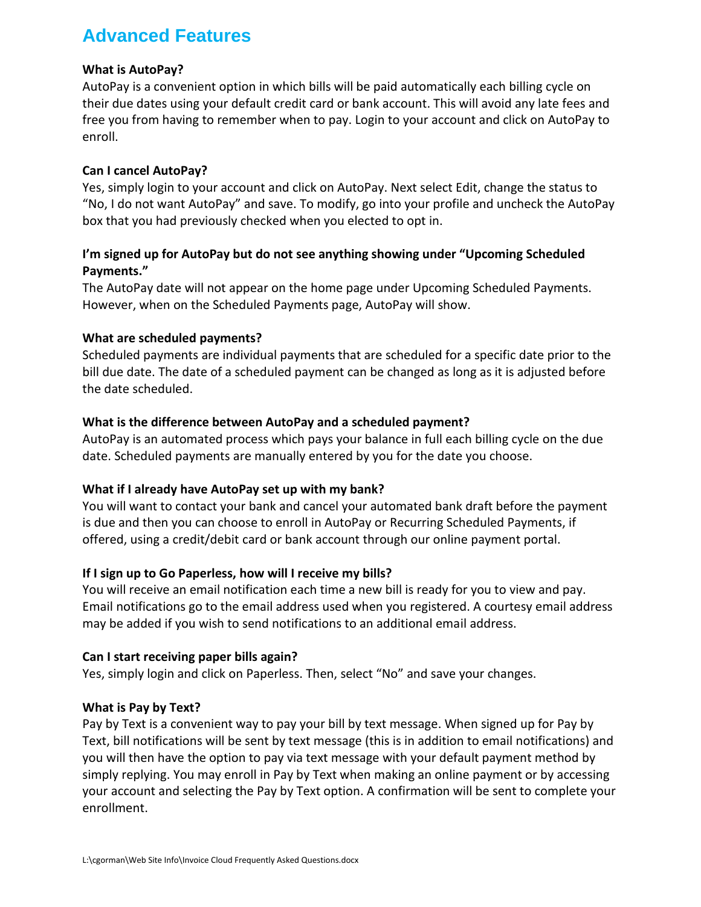# Advanced Features

**What is AutoPay?**

AutoPay is a convenient option in which bills will be paid automatically each billing cycle on their due dates using your default credit card or bank account. This will avoid any late fees and free you from having to remember when to pay. Login to your account and click on AutoPay to enroll.

**Can I cancel AutoPay?**

Yes, simply login to your account and click on AutoPay. Next select Edit, change the status to "No, I do not want AutoPay" and save. To modify, go into your profile and uncheck the AutoPay box that you had previously checked when you elected to opt in.

**I'm signed up for AutoPay but do not see anything showing under "Upcoming Scheduled Payments."**

The AutoPay date will not appear on the home page under Upcoming Scheduled Payments. However, when on the Scheduled Payments page, AutoPay will show.

**What are scheduled payments?**

Scheduled payments are individual payments that are scheduled for a specific date prior to the bill due date. The date of a scheduled payment can be changed as long as it is adjusted before the date scheduled.

**What is the difference between AutoPay and a scheduled payment?**

AutoPay is an automated process which pays your balance in full each billing cycle on the due date. Scheduled payments are manually entered by you for the date you choose.

**What if I already have AutoPay set up with my bank?**

You will want to contact your bank and cancel your automated bank draft before the payment is due and then you can choose to enroll in AutoPay or Recurring Scheduled Payments, if offered, using a credit/debit card or bank account through our online payment portal.

**If I sign up to Go Paperless, how will I receive my bills?**

You will receive an email notification each time a new bill is ready for you to view and pay. Email notifications go to the email address used when you registered. A courtesy email address may be added if you wish to send notifications to an additional email address.

**Can I start receiving paper bills again?**

Yes, simply login and click on Paperless. Then, select "No" and save your changes.

**What is Pay by Text?**

Pay by Text is a convenient way to pay your bill by text message. When signed up for Pay by Text, bill notifications will be sent by text message (this is in addition to email notifications) and you will then have the option to pay via text message with your default payment method by simply replying. You may enroll in Pay by Text when making an online payment or by accessing your account and selecting the Pay by Text option. A confirmation will be sent to complete your enrollment.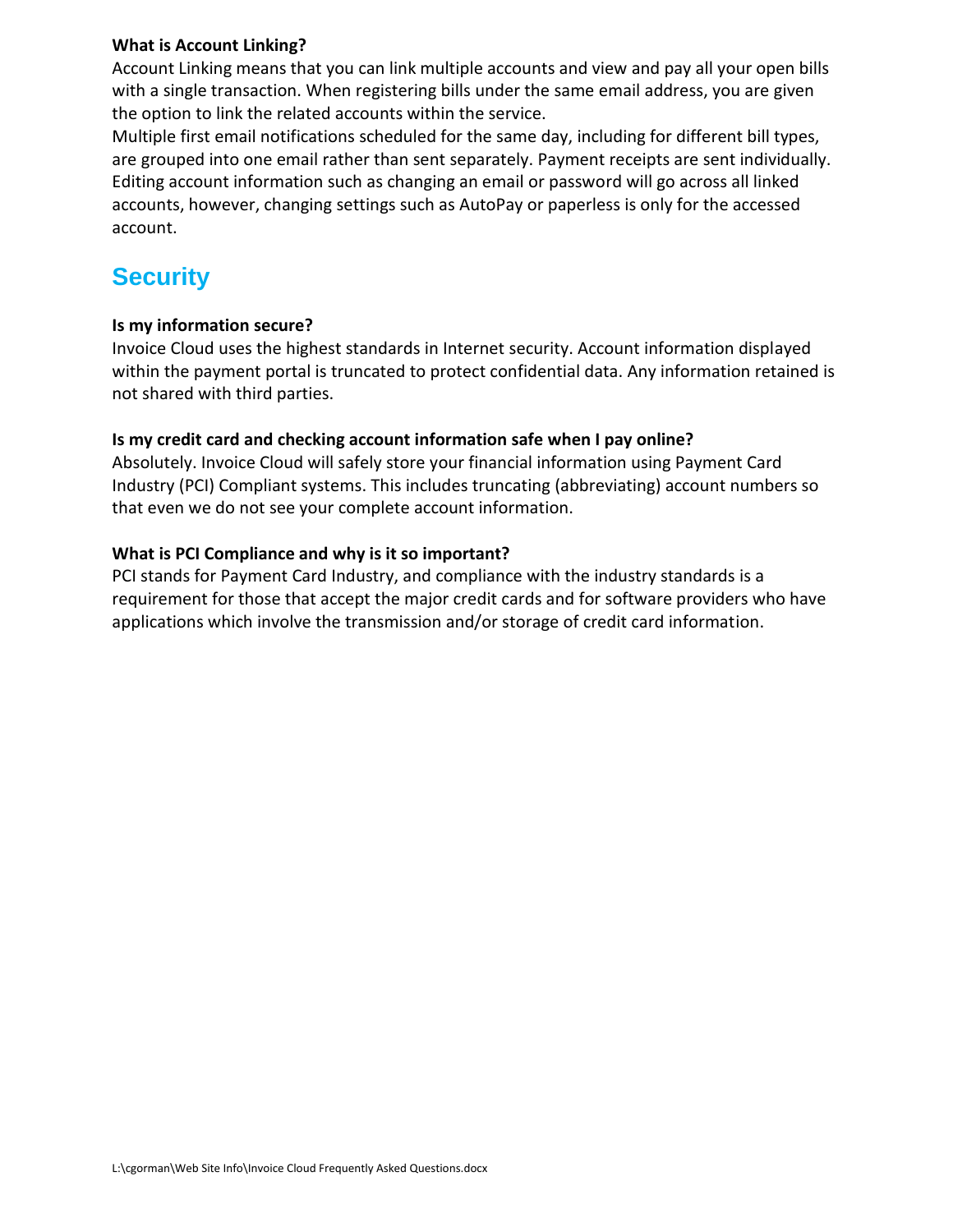**What is Account Linking?**

Account Linking means that you can link multiple accounts and view and pay all your open bills with a single transaction. When registering bills under the same email address, you are given the option to link the related accounts within the service.

Multiple first email notifications scheduled for the same day, including for different bill types, are grouped into one email rather than sent separately. Payment receipts are sent individually. Editing account information such as changing an email or password will go across all linked accounts, however, changing settings such as AutoPay or paperless is only for the accessed account.

## Security

**Is my information secure?**

Invoice Cloud uses the highest standards in Internet security. Account information displayed within the payment portal is truncated to protect confidential data. Any information retained is not shared with third parties.

**Is my credit card and checking account information safe when I pay online?**

Absolutely. Invoice Cloud will safely store your financial information using Payment Card Industry (PCI) Compliant systems. This includes truncating (abbreviating) account numbers so that even we do not see your complete account information.

**What is PCI Compliance and why is it so important?**

PCI stands for Payment Card Industry, and compliance with the industry standards is a requirement for those that accept the major credit cards and for software providers who have applications which involve the transmission and/or storage of credit card information.